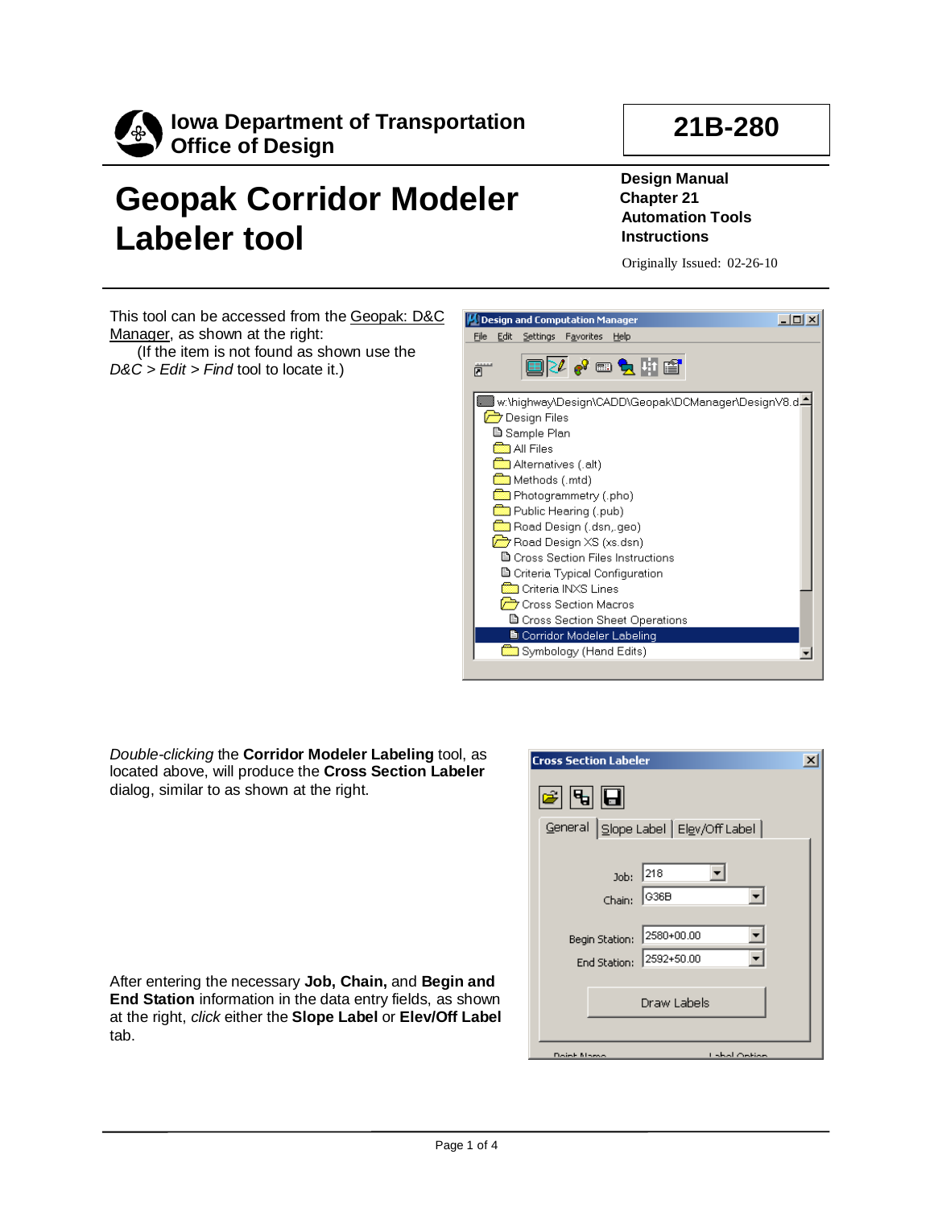Iowa Department of Transportation
Office of Design

**21B-280**

# Geopak Corridor Modeler Labeler tool

**Design Manual**
**Chapter 21**
**Automation Tools**
**Instructions**

Originally Issued: 02-26-10

This tool can be accessed from the Geopak: D&C Manager, as shown at the right:
(If the item is not found as shown use the *D&C > Edit > Find* tool to locate it.)

*Double-clicking* the **Corridor Modeler Labeling** tool, as located above, will produce the **Cross Section Labeler** dialog, similar to as shown at the right.

After entering the necessary **Job, Chain,** and **Begin and End Station** information in the data entry fields, as shown at the right, *click* either the **Slope Label** or **Elev/Off Label** tab.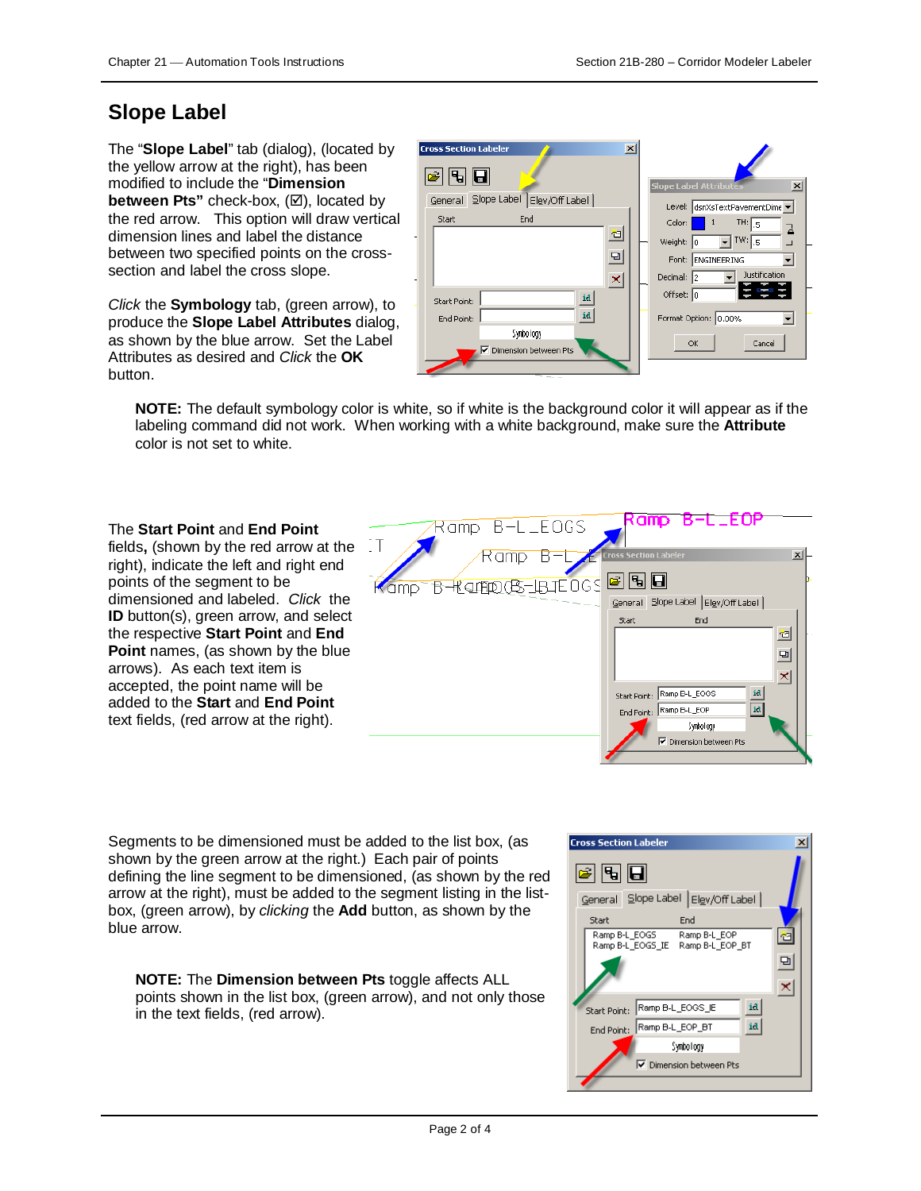## Slope Label

The “**Slope Label**” tab (dialog), (located by the yellow arrow at the right), has been modified to include the “**Dimension between Pts”** check-box, (☑), located by the red arrow. This option will draw vertical dimension lines and label the distance between two specified points on the cross-section and label the cross slope.

*Click* the **Symbology** tab, (green arrow), to produce the **Slope Label Attributes** dialog, as shown by the blue arrow. Set the Label Attributes as desired and *Click* the **OK** button.

**NOTE:** The default symbology color is white, so if white is the background color it will appear as if the labeling command did not work. When working with a white background, make sure the **Attribute** color is not set to white.

The **Start Point** and **End Point** fields**,** (shown by the red arrow at the right), indicate the left and right end points of the segment to be dimensioned and labeled. *Click* the **ID** button(s), green arrow, and select the respective **Start Point** and **End Point** names, (as shown by the blue arrows). As each text item is accepted, the point name will be added to the **Start** and **End Point** text fields, (red arrow at the right).

Segments to be dimensioned must be added to the list box, (as shown by the green arrow at the right.) Each pair of points defining the line segment to be dimensioned, (as shown by the red arrow at the right), must be added to the segment listing in the list-box, (green arrow), by *clicking* the **Add** button, as shown by the blue arrow.

**NOTE:** The **Dimension between Pts** toggle affects ALL points shown in the list box, (green arrow), and not only those in the text fields, (red arrow).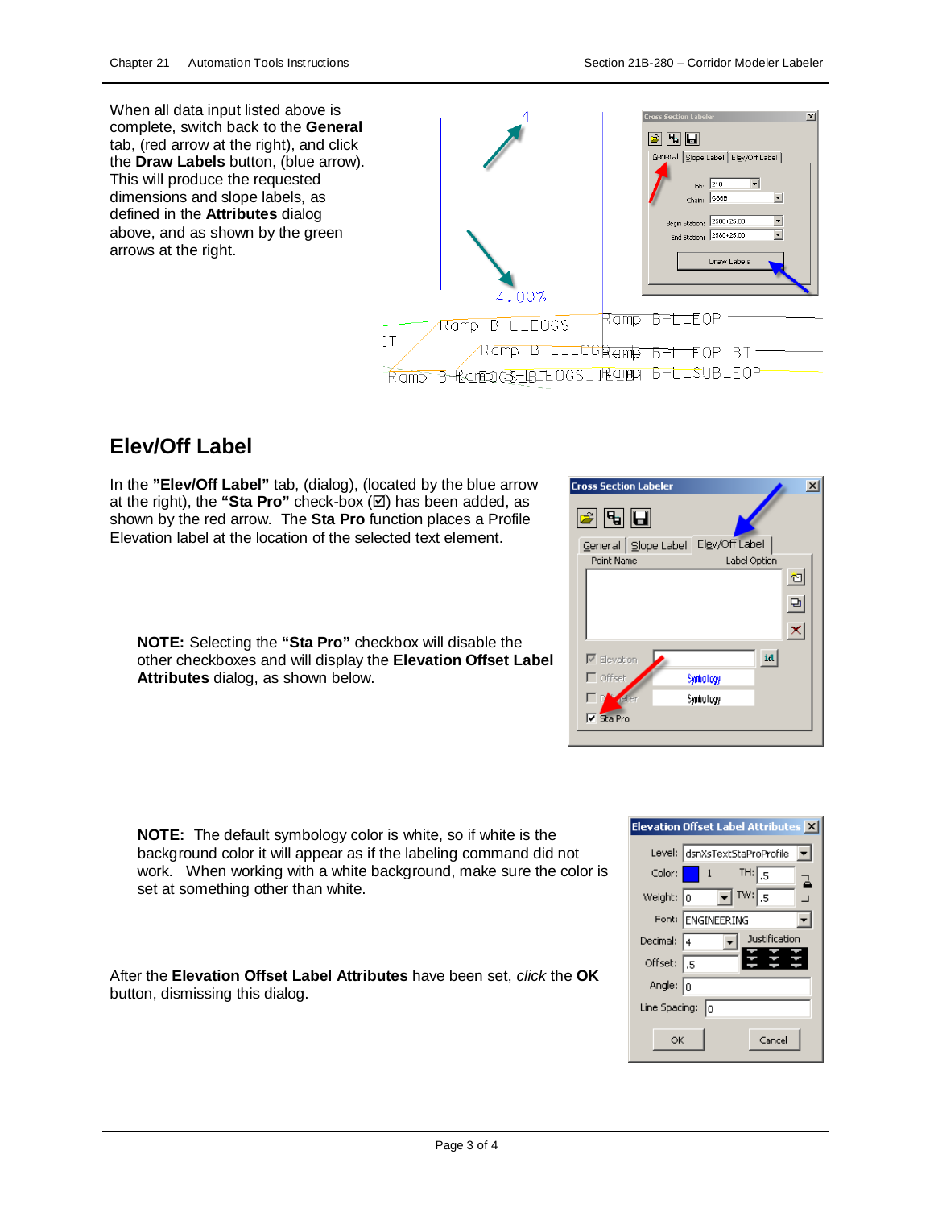When all data input listed above is complete, switch back to the **General** tab, (red arrow at the right), and click the **Draw Labels** button, (blue arrow). This will produce the requested dimensions and slope labels, as defined in the **Attributes** dialog above, and as shown by the green arrows at the right.

## Elev/Off Label

In the **"Elev/Off Label"** tab, (dialog), (located by the blue arrow at the right), the **"Sta Pro"** check-box (☑) has been added, as shown by the red arrow. The **Sta Pro** function places a Profile Elevation label at the location of the selected text element.

> **NOTE:** Selecting the **"Sta Pro"** checkbox will disable the other checkboxes and will display the **Elevation Offset Label Attributes** dialog, as shown below.

> **NOTE:** The default symbology color is white, so if white is the background color it will appear as if the labeling command did not work. When working with a white background, make sure the color is set at something other than white.

After the **Elevation Offset Label Attributes** have been set, *click* the **OK** button, dismissing this dialog.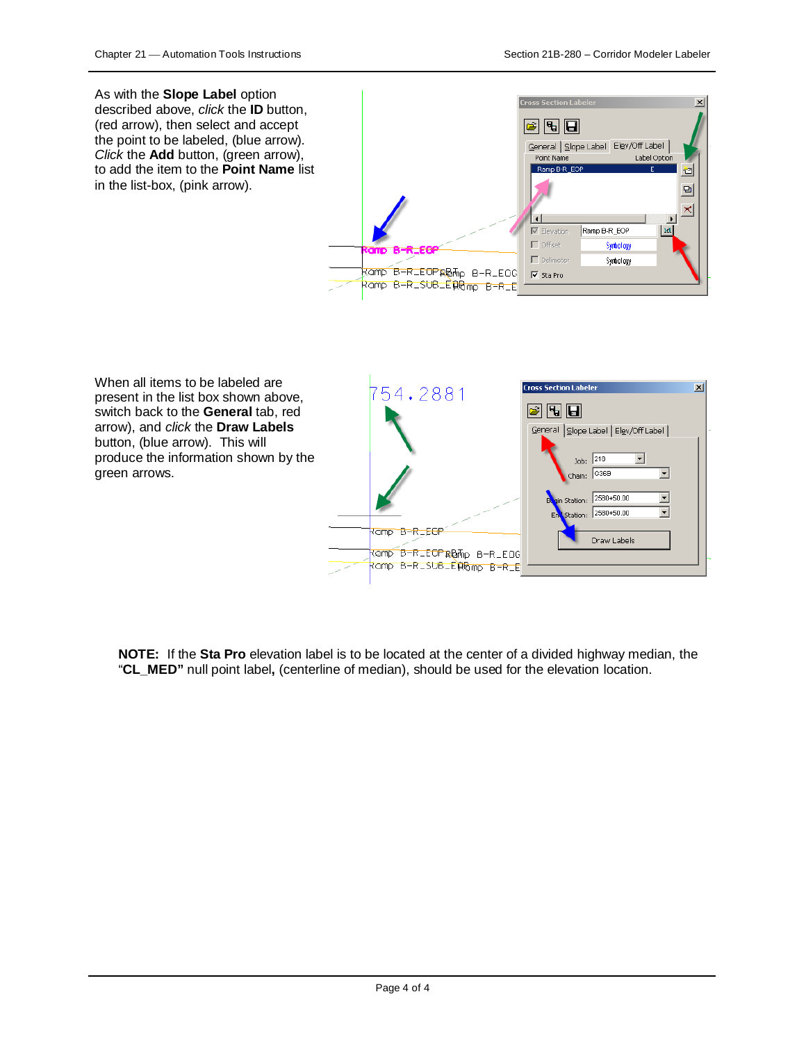As with the **Slope Label** option described above, *click* the **ID** button, (red arrow), then select and accept the point to be labeled, (blue arrow). *Click* the **Add** button, (green arrow), to add the item to the **Point Name** list in the list-box, (pink arrow).

When all items to be labeled are present in the list box shown above, switch back to the **General** tab, red arrow), and *click* the **Draw Labels** button, (blue arrow). This will produce the information shown by the green arrows.

**NOTE:** If the **Sta Pro** elevation label is to be located at the center of a divided highway median, the "**CL_MED"** null point label**,** (centerline of median), should be used for the elevation location.